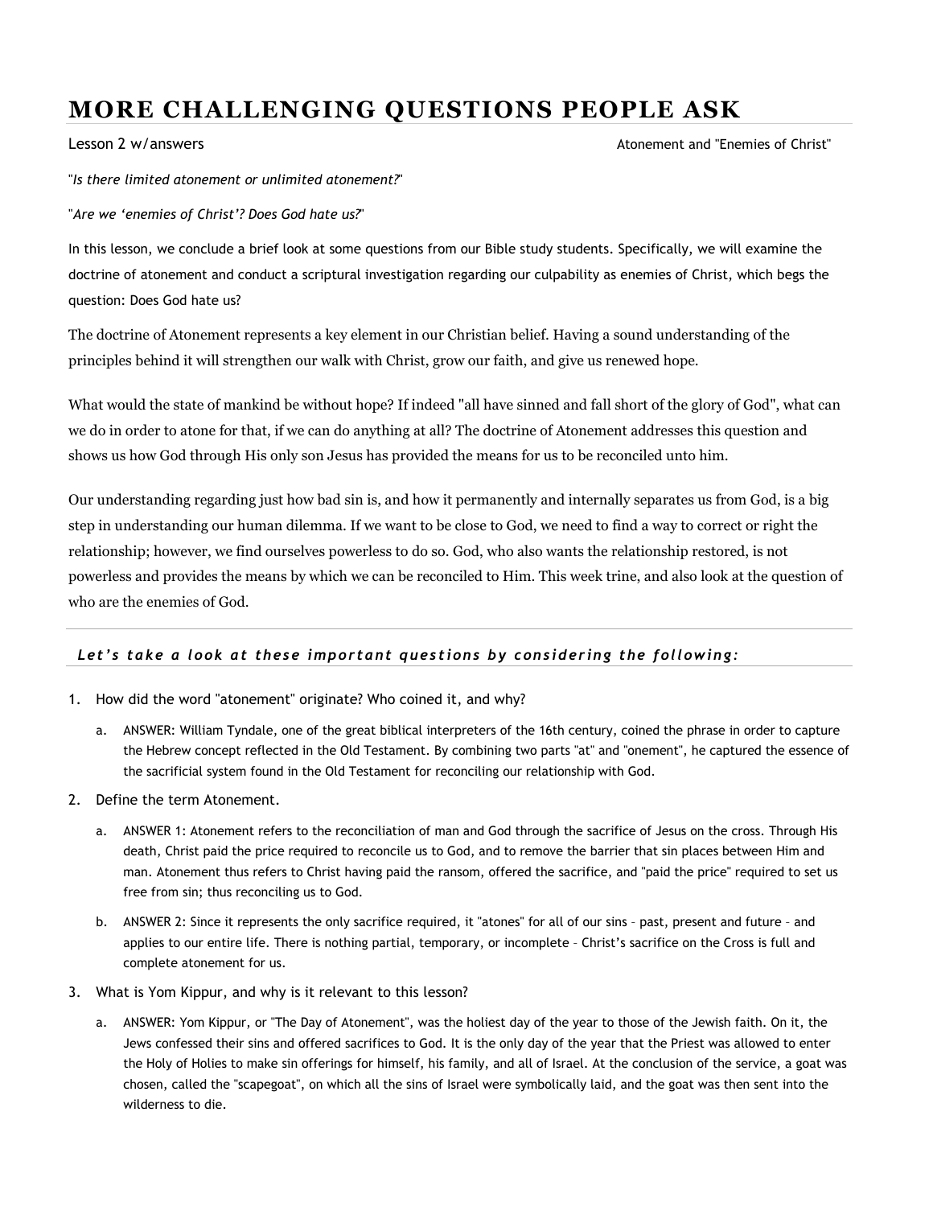# MORE CHALLENGING QUESTIONS PEOPLE ASK

Lesson 2 w/answers — Atonement and "Enemies of Christ"

"*Is there limited atonement or unlimited atonement?*"

"*Are we 'enemies of Christ'? Does God hate us?*"

In this lesson, we conclude a brief look at some questions from our Bible study students. Specifically, we will examine the doctrine of atonement and conduct a scriptural investigation regarding our culpability as enemies of Christ, which begs the question: Does God hate us?

The doctrine of Atonement represents a key element in our Christian belief. Having a sound understanding of the principles behind it will strengthen our walk with Christ, grow our faith, and give us renewed hope.

What would the state of mankind be without hope? If indeed "all have sinned and fall short of the glory of God", what can we do in order to atone for that, if we can do anything at all? The doctrine of Atonement addresses this question and shows us how God through His only son Jesus has provided the means for us to be reconciled unto him.

Our understanding regarding just how bad sin is, and how it permanently and internally separates us from God, is a big step in understanding our human dilemma. If we want to be close to God, we need to find a way to correct or right the relationship; however, we find ourselves powerless to do so. God, who also wants the relationship restored, is not powerless and provides the means by which we can be reconciled to Him. This week trine, and also look at the question of who are the enemies of God.

---

***Let's take a look at these important questions by considering the following:***

1. How did the word "atonement" originate? Who coined it, and why?
    a. ANSWER: William Tyndale, one of the great biblical interpreters of the 16th century, coined the phrase in order to capture the Hebrew concept reflected in the Old Testament. By combining two parts "at" and "onement", he captured the essence of the sacrificial system found in the Old Testament for reconciling our relationship with God.
2. Define the term Atonement.
    a. ANSWER 1: Atonement refers to the reconciliation of man and God through the sacrifice of Jesus on the cross. Through His death, Christ paid the price required to reconcile us to God, and to remove the barrier that sin places between Him and man. Atonement thus refers to Christ having paid the ransom, offered the sacrifice, and "paid the price" required to set us free from sin; thus reconciling us to God.
    b. ANSWER 2: Since it represents the only sacrifice required, it "atones" for all of our sins – past, present and future – and applies to our entire life. There is nothing partial, temporary, or incomplete – Christ's sacrifice on the Cross is full and complete atonement for us.
3. What is Yom Kippur, and why is it relevant to this lesson?
    a. ANSWER: Yom Kippur, or "The Day of Atonement", was the holiest day of the year to those of the Jewish faith. On it, the Jews confessed their sins and offered sacrifices to God. It is the only day of the year that the Priest was allowed to enter the Holy of Holies to make sin offerings for himself, his family, and all of Israel. At the conclusion of the service, a goat was chosen, called the "scapegoat", on which all the sins of Israel were symbolically laid, and the goat was then sent into the wilderness to die.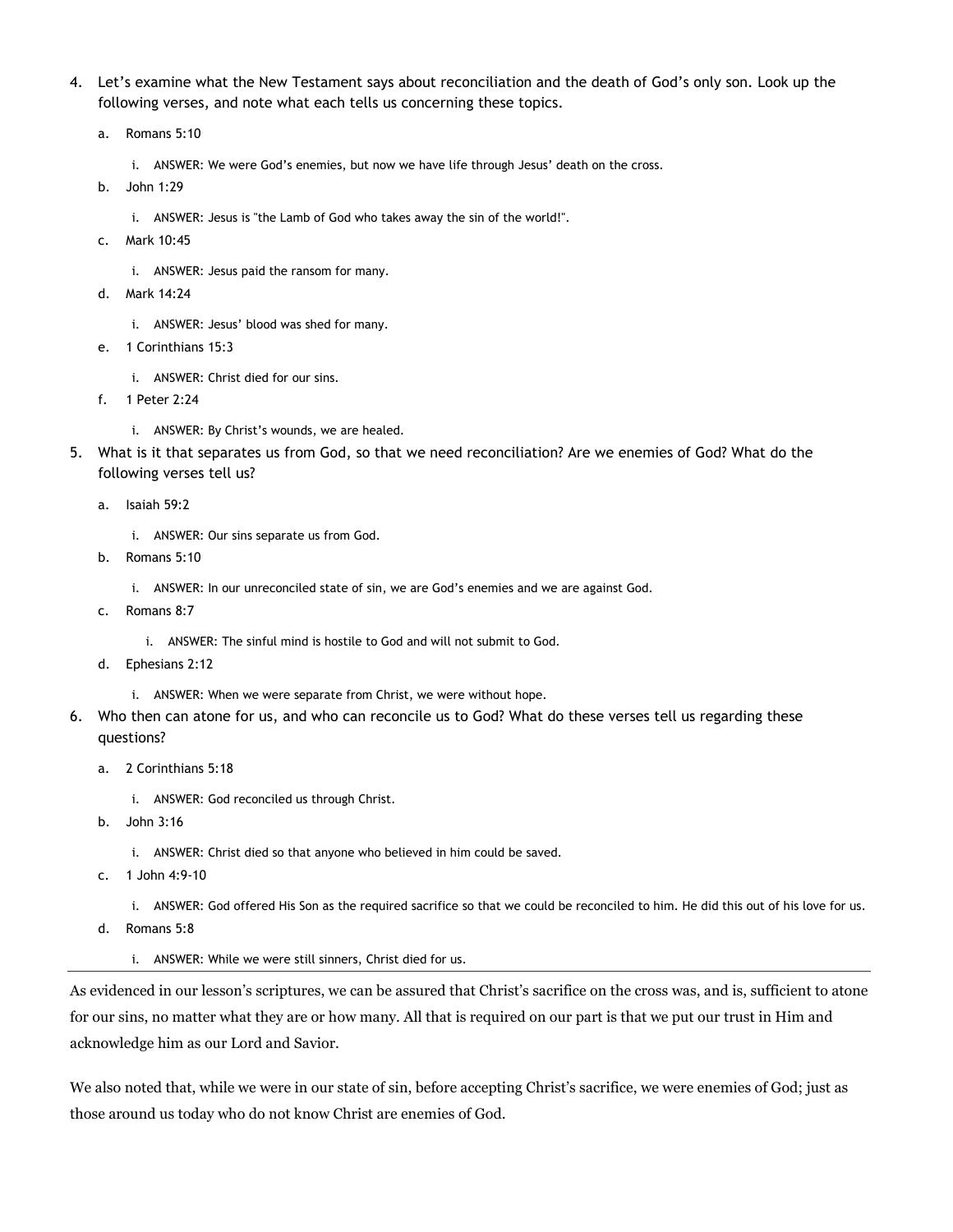4. Let's examine what the New Testament says about reconciliation and the death of God's only son. Look up the following verses, and note what each tells us concerning these topics.

   a. Romans 5:10

      i. ANSWER: We were God's enemies, but now we have life through Jesus' death on the cross.

   b. John 1:29

      i. ANSWER: Jesus is "the Lamb of God who takes away the sin of the world!".

   c. Mark 10:45

      i. ANSWER: Jesus paid the ransom for many.

   d. Mark 14:24

      i. ANSWER: Jesus' blood was shed for many.

   e. 1 Corinthians 15:3

      i. ANSWER: Christ died for our sins.

   f. 1 Peter 2:24

      i. ANSWER: By Christ's wounds, we are healed.

5. What is it that separates us from God, so that we need reconciliation? Are we enemies of God? What do the following verses tell us?

   a. Isaiah 59:2

      i. ANSWER: Our sins separate us from God.

   b. Romans 5:10

      i. ANSWER: In our unreconciled state of sin, we are God's enemies and we are against God.

   c. Romans 8:7

      i. ANSWER: The sinful mind is hostile to God and will not submit to God.

   d. Ephesians 2:12

      i. ANSWER: When we were separate from Christ, we were without hope.

6. Who then can atone for us, and who can reconcile us to God? What do these verses tell us regarding these questions?

   a. 2 Corinthians 5:18

      i. ANSWER: God reconciled us through Christ.

   b. John 3:16

      i. ANSWER: Christ died so that anyone who believed in him could be saved.

   c. 1 John 4:9-10

      i. ANSWER: God offered His Son as the required sacrifice so that we could be reconciled to him. He did this out of his love for us.

   d. Romans 5:8

      i. ANSWER: While we were still sinners, Christ died for us.

---

As evidenced in our lesson's scriptures, we can be assured that Christ's sacrifice on the cross was, and is, sufficient to atone for our sins, no matter what they are or how many. All that is required on our part is that we put our trust in Him and acknowledge him as our Lord and Savior.

We also noted that, while we were in our state of sin, before accepting Christ's sacrifice, we were enemies of God; just as those around us today who do not know Christ are enemies of God.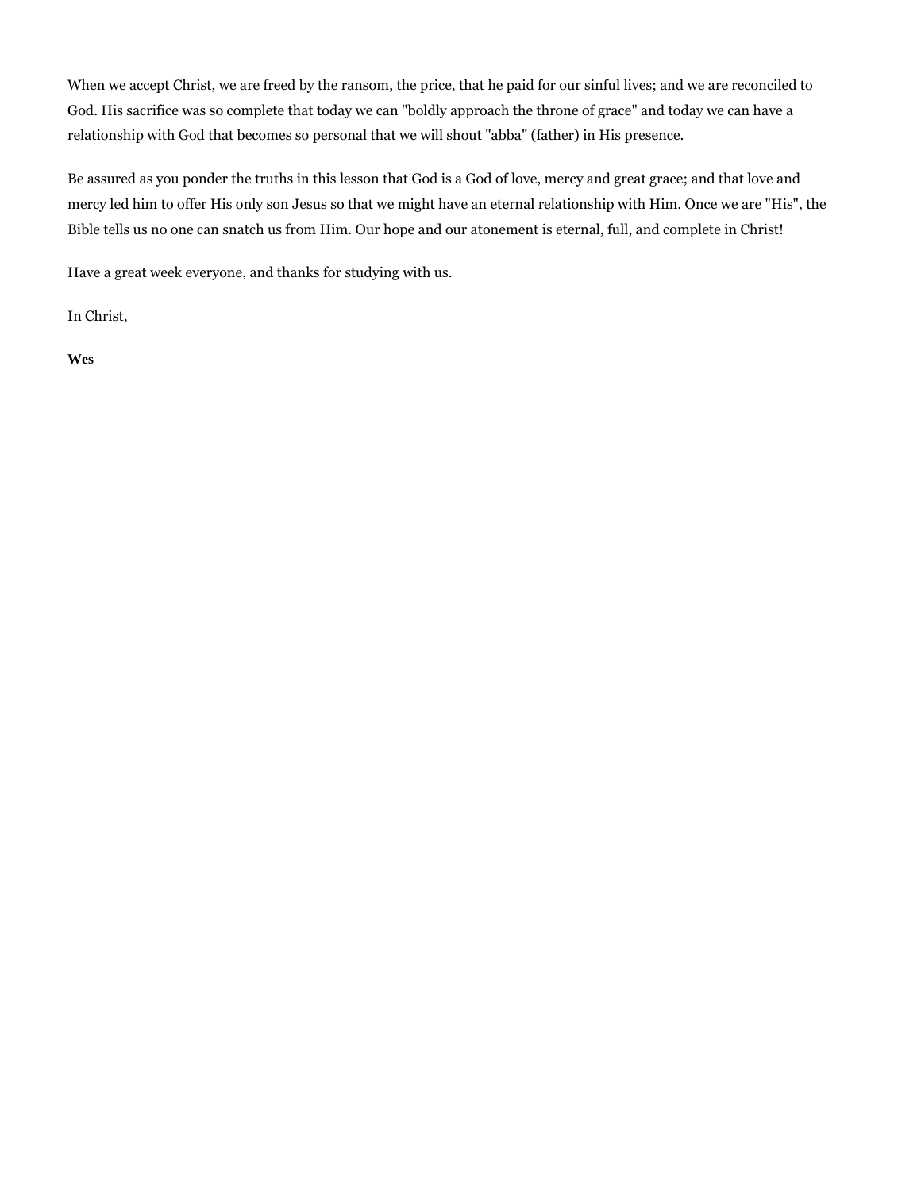When we accept Christ, we are freed by the ransom, the price, that he paid for our sinful lives; and we are reconciled to God. His sacrifice was so complete that today we can "boldly approach the throne of grace" and today we can have a relationship with God that becomes so personal that we will shout "abba" (father) in His presence.

Be assured as you ponder the truths in this lesson that God is a God of love, mercy and great grace; and that love and mercy led him to offer His only son Jesus so that we might have an eternal relationship with Him. Once we are "His", the Bible tells us no one can snatch us from Him. Our hope and our atonement is eternal, full, and complete in Christ!

Have a great week everyone, and thanks for studying with us.

In Christ,

**Wes**